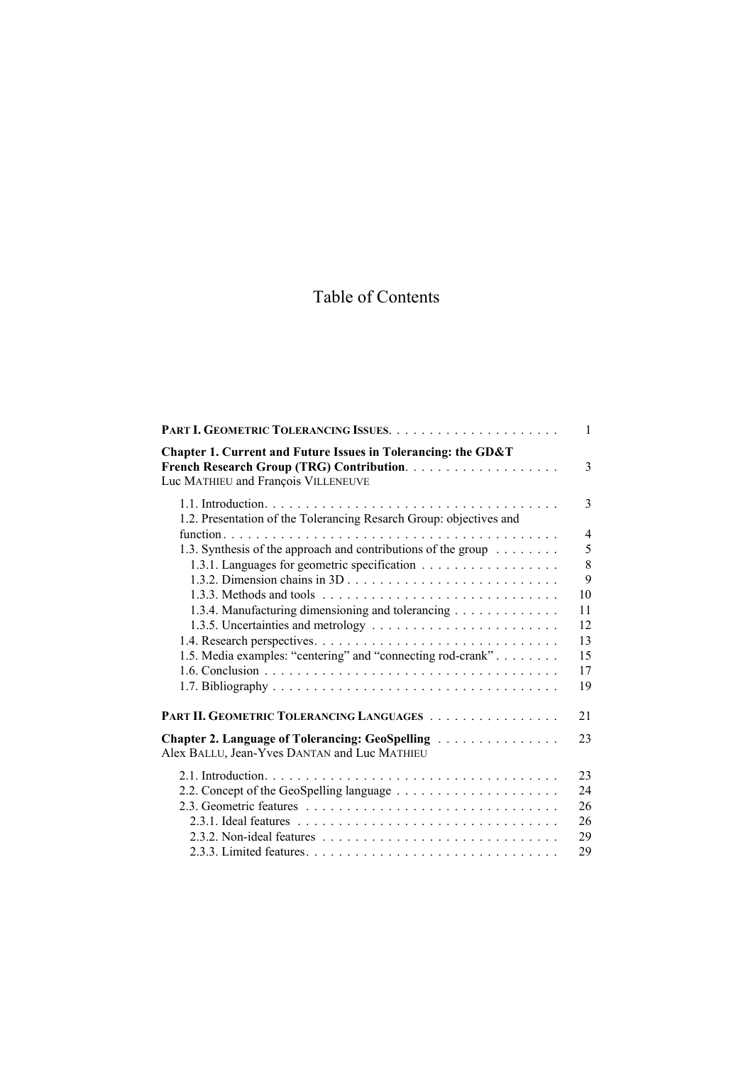# Table of Contents

**PART I. GEOMETRIC TOLERANCING ISSUES** . . . . . . . . . . 1

**Chapter 1. Current and Future Issues in Tolerancing: the GD&T French Research Group (TRG) Contribution** . . . . . . . . . . 3
Luc MATHIEU and François VILLENEUVE

- 1.1. Introduction . . . . . . . . . . 3
- 1.2. Presentation of the Tolerancing Resarch Group: objectives and function . . . . . . . . . . 4
- 1.3. Synthesis of the approach and contributions of the group . . . . . . . . . . 5
  - 1.3.1. Languages for geometric specification . . . . . . . . . . 8
  - 1.3.2. Dimension chains in 3D . . . . . . . . . . 9
  - 1.3.3. Methods and tools . . . . . . . . . . 10
  - 1.3.4. Manufacturing dimensioning and tolerancing . . . . . . . . . . 11
  - 1.3.5. Uncertainties and metrology . . . . . . . . . . 12
- 1.4. Research perspectives . . . . . . . . . . 13
- 1.5. Media examples: “centering” and “connecting rod-crank” . . . . . . . . . . 15
- 1.6. Conclusion . . . . . . . . . . 17
- 1.7. Bibliography . . . . . . . . . . 19

**PART II. GEOMETRIC TOLERANCING LANGUAGES** . . . . . . . . . . 21

**Chapter 2. Language of Tolerancing: GeoSpelling** . . . . . . . . . . 23
Alex BALLU, Jean-Yves DANTAN and Luc MATHIEU

- 2.1. Introduction . . . . . . . . . . 23
- 2.2. Concept of the GeoSpelling language . . . . . . . . . . 24
- 2.3. Geometric features . . . . . . . . . . 26
  - 2.3.1. Ideal features . . . . . . . . . . 26
  - 2.3.2. Non-ideal features . . . . . . . . . . 29
  - 2.3.3. Limited features . . . . . . . . . . 29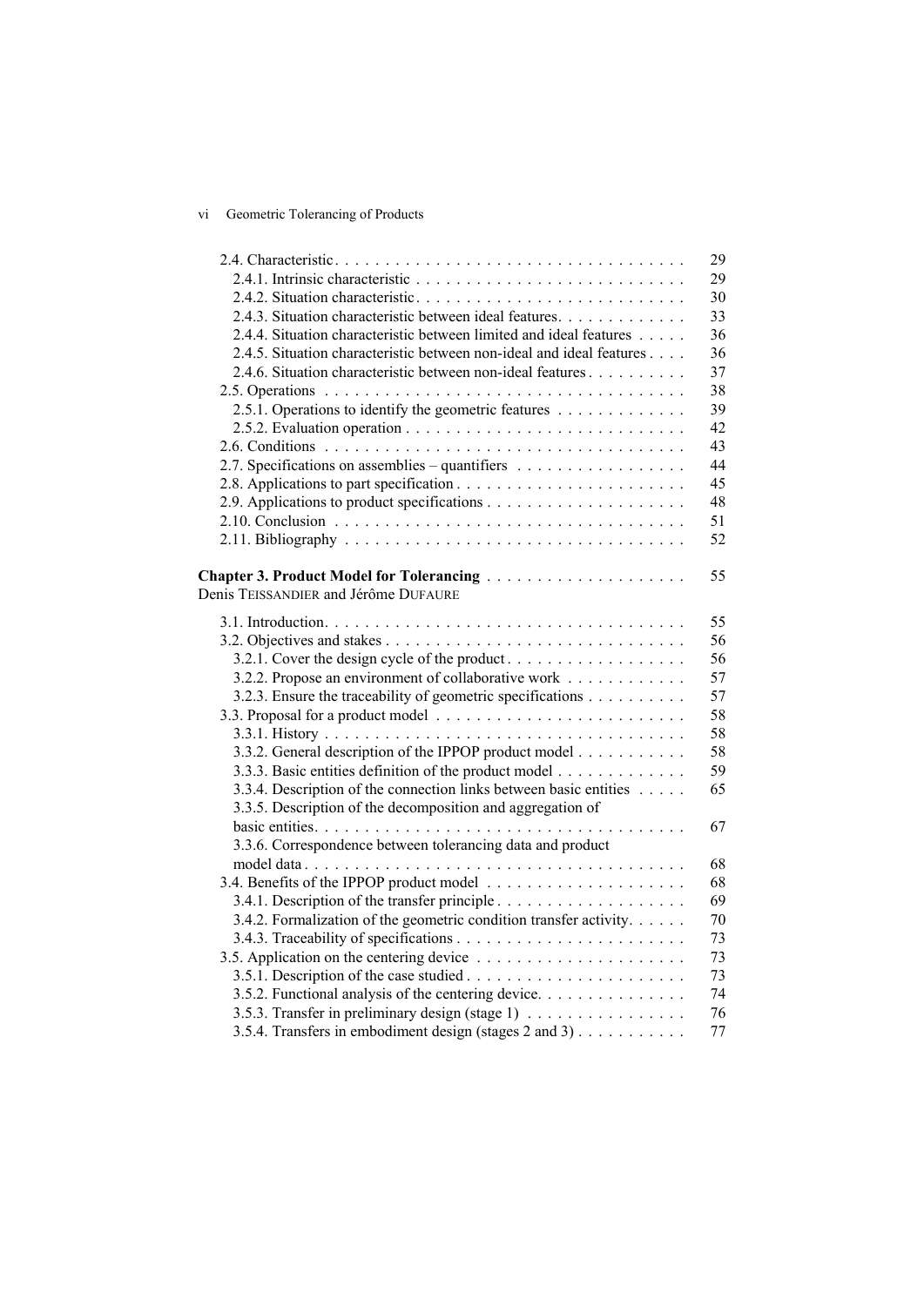2.4. Characteristic . . . . . . . . . . . . . . . . . . . . . . . . . . . . . . . . . . . 29
  2.4.1. Intrinsic characteristic . . . . . . . . . . . . . . . . . . . . . . . . . . . 29
  2.4.2. Situation characteristic . . . . . . . . . . . . . . . . . . . . . . . . . . . 30
  2.4.3. Situation characteristic between ideal features . . . . . . . . . . . . . 33
  2.4.4. Situation characteristic between limited and ideal features . . . . . 36
  2.4.5. Situation characteristic between non-ideal and ideal features . . . . 36
  2.4.6. Situation characteristic between non-ideal features . . . . . . . . . . 37
2.5. Operations . . . . . . . . . . . . . . . . . . . . . . . . . . . . . . . . . . . 38
  2.5.1. Operations to identify the geometric features . . . . . . . . . . . . . 39
  2.5.2. Evaluation operation . . . . . . . . . . . . . . . . . . . . . . . . . . . 42
2.6. Conditions . . . . . . . . . . . . . . . . . . . . . . . . . . . . . . . . . . . 43
2.7. Specifications on assemblies – quantifiers . . . . . . . . . . . . . . . . . 44
2.8. Applications to part specification . . . . . . . . . . . . . . . . . . . . . . 45
2.9. Applications to product specifications . . . . . . . . . . . . . . . . . . . 48
2.10. Conclusion . . . . . . . . . . . . . . . . . . . . . . . . . . . . . . . . . . 51
2.11. Bibliography . . . . . . . . . . . . . . . . . . . . . . . . . . . . . . . . . 52

**Chapter 3. Product Model for Tolerancing** . . . . . . . . . . . . . . . . . . . 55
Denis TEISSANDIER and Jérôme DUFAURE

3.1. Introduction . . . . . . . . . . . . . . . . . . . . . . . . . . . . . . . . . . 55
3.2. Objectives and stakes . . . . . . . . . . . . . . . . . . . . . . . . . . . . . 56
  3.2.1. Cover the design cycle of the product . . . . . . . . . . . . . . . . . 56
  3.2.2. Propose an environment of collaborative work . . . . . . . . . . . . 57
  3.2.3. Ensure the traceability of geometric specifications . . . . . . . . . . 57
3.3. Proposal for a product model . . . . . . . . . . . . . . . . . . . . . . . . 58
  3.3.1. History . . . . . . . . . . . . . . . . . . . . . . . . . . . . . . . . . . . 58
  3.3.2. General description of the IPPOP product model . . . . . . . . . . . 58
  3.3.3. Basic entities definition of the product model . . . . . . . . . . . . . 59
  3.3.4. Description of the connection links between basic entities . . . . . 65
  3.3.5. Description of the decomposition and aggregation of basic entities . . . . . . . . . . . . . . . . . . . . . . . . . . . . . . . . . . . 67
  3.3.6. Correspondence between tolerancing data and product model data . . . . . . . . . . . . . . . . . . . . . . . . . . . . . . . . . . . . 68
3.4. Benefits of the IPPOP product model . . . . . . . . . . . . . . . . . . . . 68
  3.4.1. Description of the transfer principle . . . . . . . . . . . . . . . . . . 69
  3.4.2. Formalization of the geometric condition transfer activity . . . . . . 70
  3.4.3. Traceability of specifications . . . . . . . . . . . . . . . . . . . . . . 73
3.5. Application on the centering device . . . . . . . . . . . . . . . . . . . . . 73
  3.5.1. Description of the case studied . . . . . . . . . . . . . . . . . . . . . 73
  3.5.2. Functional analysis of the centering device . . . . . . . . . . . . . . 74
  3.5.3. Transfer in preliminary design (stage 1) . . . . . . . . . . . . . . . . 76
  3.5.4. Transfers in embodiment design (stages 2 and 3) . . . . . . . . . . . 77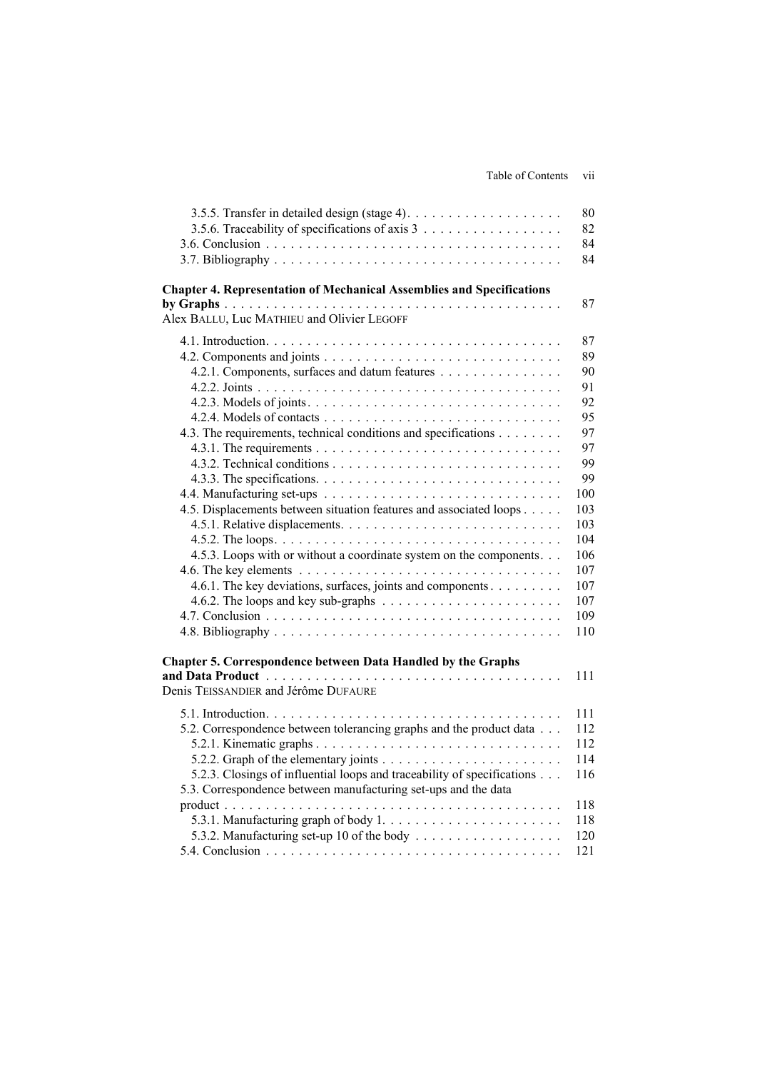3.5.5. Transfer in detailed design (stage 4) . . . . . . . . . . . . . . . . . . . 80
3.5.6. Traceability of specifications of axis 3 . . . . . . . . . . . . . . . . . 82
3.6. Conclusion . . . . . . . . . . . . . . . . . . . . . . . . . . . . . . . . . . . 84
3.7. Bibliography . . . . . . . . . . . . . . . . . . . . . . . . . . . . . . . . . . 84

**Chapter 4. Representation of Mechanical Assemblies and Specifications by Graphs** . . . . . . . . . . . . . . . . . . . . . . . . . . . . . . . . . . . . . . . 87
Alex BALLU, Luc MATHIEU and Olivier LEGOFF

4.1. Introduction. . . . . . . . . . . . . . . . . . . . . . . . . . . . . . . . . . . 87
4.2. Components and joints . . . . . . . . . . . . . . . . . . . . . . . . . . . . 89
4.2.1. Components, surfaces and datum features . . . . . . . . . . . . . . 90
4.2.2. Joints . . . . . . . . . . . . . . . . . . . . . . . . . . . . . . . . . . . . 91
4.2.3. Models of joints. . . . . . . . . . . . . . . . . . . . . . . . . . . . . . 92
4.2.4. Models of contacts . . . . . . . . . . . . . . . . . . . . . . . . . . . . 95
4.3. The requirements, technical conditions and specifications . . . . . . . . 97
4.3.1. The requirements . . . . . . . . . . . . . . . . . . . . . . . . . . . . . 97
4.3.2. Technical conditions . . . . . . . . . . . . . . . . . . . . . . . . . . . 99
4.3.3. The specifications. . . . . . . . . . . . . . . . . . . . . . . . . . . . . 99
4.4. Manufacturing set-ups . . . . . . . . . . . . . . . . . . . . . . . . . . . . 100
4.5. Displacements between situation features and associated loops . . . . . 103
4.5.1. Relative displacements. . . . . . . . . . . . . . . . . . . . . . . . . . . 103
4.5.2. The loops. . . . . . . . . . . . . . . . . . . . . . . . . . . . . . . . . . 104
4.5.3. Loops with or without a coordinate system on the components. . . 106
4.6. The key elements . . . . . . . . . . . . . . . . . . . . . . . . . . . . . . . 107
4.6.1. The key deviations, surfaces, joints and components . . . . . . . . . 107
4.6.2. The loops and key sub-graphs . . . . . . . . . . . . . . . . . . . . . . 107
4.7. Conclusion . . . . . . . . . . . . . . . . . . . . . . . . . . . . . . . . . . . 109
4.8. Bibliography . . . . . . . . . . . . . . . . . . . . . . . . . . . . . . . . . . 110

**Chapter 5. Correspondence between Data Handled by the Graphs and Data Product** . . . . . . . . . . . . . . . . . . . . . . . . . . . . . . . . . . . 111
Denis TEISSANDIER and Jérôme DUFAURE

5.1. Introduction. . . . . . . . . . . . . . . . . . . . . . . . . . . . . . . . . . . 111
5.2. Correspondence between tolerancing graphs and the product data . . . 112
5.2.1. Kinematic graphs . . . . . . . . . . . . . . . . . . . . . . . . . . . . . 112
5.2.2. Graph of the elementary joints . . . . . . . . . . . . . . . . . . . . . . 114
5.2.3. Closings of influential loops and traceability of specifications . . . 116
5.3. Correspondence between manufacturing set-ups and the data product . . . . . . . . . . . . . . . . . . . . . . . . . . . . . . . . . . . . . . 118
5.3.1. Manufacturing graph of body 1. . . . . . . . . . . . . . . . . . . . . . 118
5.3.2. Manufacturing set-up 10 of the body . . . . . . . . . . . . . . . . . . 120
5.4. Conclusion . . . . . . . . . . . . . . . . . . . . . . . . . . . . . . . . . . . 121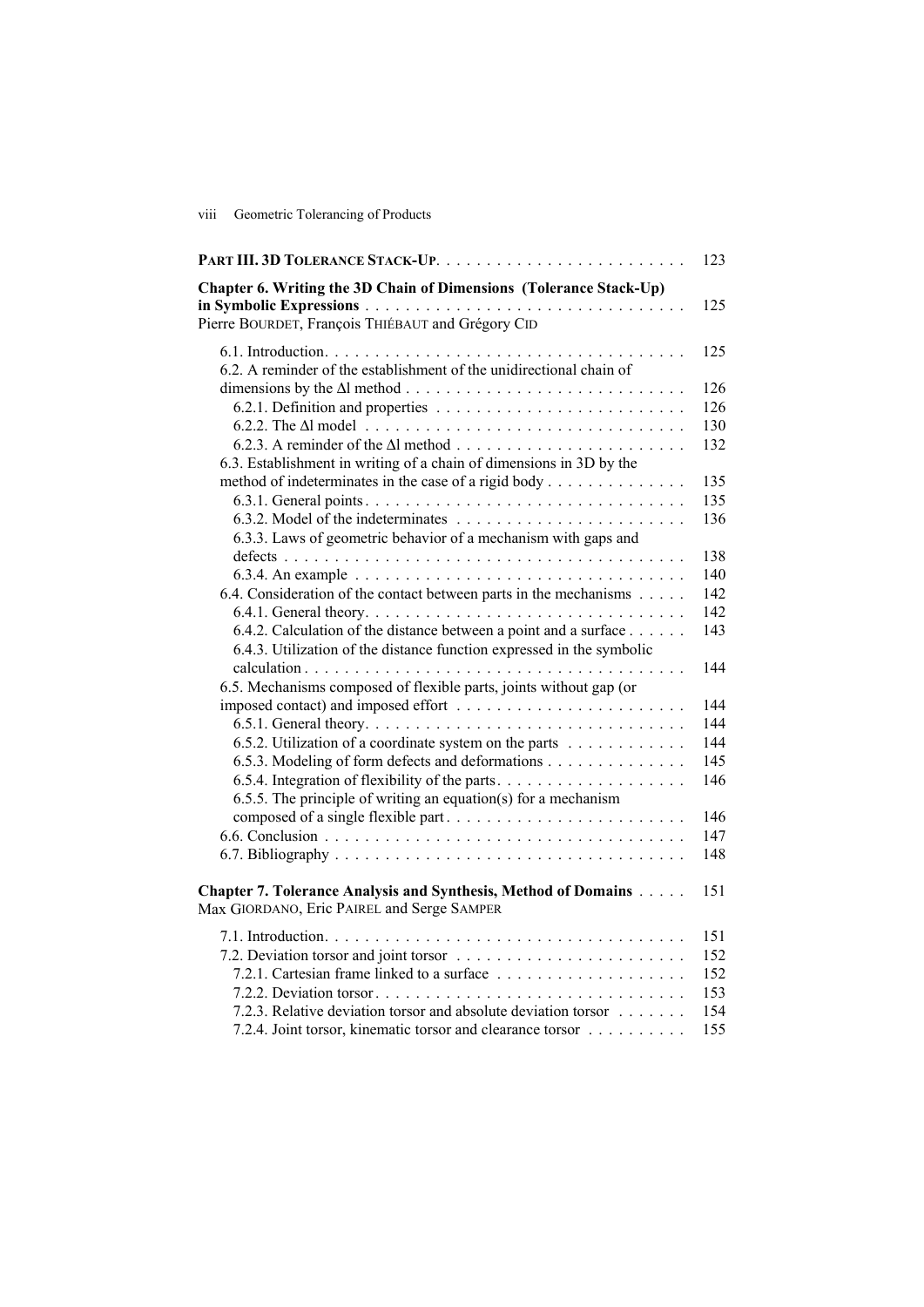**PART III. 3D TOLERANCE STACK-UP** . . . . . . . . . . . . . . . . . . . . . . . . . 123

**Chapter 6. Writing the 3D Chain of Dimensions (Tolerance Stack-Up) in Symbolic Expressions** . . . . . . . . . . . . . . . . . . . . . . . . . . . . . . . . 125
Pierre BOURDET, François THIÉBAUT and Grégory CID

6.1. Introduction. . . . . . . . . . . . . . . . . . . . . . . . . . . . . . . . . . . . 125
6.2. A reminder of the establishment of the unidirectional chain of dimensions by the Δl method . . . . . . . . . . . . . . . . . . . . . . . . . . . 126
6.2.1. Definition and properties . . . . . . . . . . . . . . . . . . . . . . . . . 126
6.2.2. The Δl model . . . . . . . . . . . . . . . . . . . . . . . . . . . . . . . . 130
6.2.3. A reminder of the Δl method . . . . . . . . . . . . . . . . . . . . . . . 132
6.3. Establishment in writing of a chain of dimensions in 3D by the method of indeterminates in the case of a rigid body . . . . . . . . . . . . . 135
6.3.1. General points . . . . . . . . . . . . . . . . . . . . . . . . . . . . . . . 135
6.3.2. Model of the indeterminates . . . . . . . . . . . . . . . . . . . . . . . 136
6.3.3. Laws of geometric behavior of a mechanism with gaps and defects . . . . . . . . . . . . . . . . . . . . . . . . . . . . . . . . . . . . . . . 138
6.3.4. An example . . . . . . . . . . . . . . . . . . . . . . . . . . . . . . . . . 140
6.4. Consideration of the contact between parts in the mechanisms . . . . . 142
6.4.1. General theory. . . . . . . . . . . . . . . . . . . . . . . . . . . . . . . . 142
6.4.2. Calculation of the distance between a point and a surface . . . . . . 143
6.4.3. Utilization of the distance function expressed in the symbolic calculation . . . . . . . . . . . . . . . . . . . . . . . . . . . . . . . . . . . . . . 144
6.5. Mechanisms composed of flexible parts, joints without gap (or imposed contact) and imposed effort . . . . . . . . . . . . . . . . . . . . . . . 144
6.5.1. General theory. . . . . . . . . . . . . . . . . . . . . . . . . . . . . . . . 144
6.5.2. Utilization of a coordinate system on the parts . . . . . . . . . . . . 144
6.5.3. Modeling of form defects and deformations . . . . . . . . . . . . . . 145
6.5.4. Integration of flexibility of the parts. . . . . . . . . . . . . . . . . . . 146
6.5.5. The principle of writing an equation(s) for a mechanism composed of a single flexible part . . . . . . . . . . . . . . . . . . . . . . . . 146
6.6. Conclusion . . . . . . . . . . . . . . . . . . . . . . . . . . . . . . . . . . . . 147
6.7. Bibliography . . . . . . . . . . . . . . . . . . . . . . . . . . . . . . . . . . . 148

**Chapter 7. Tolerance Analysis and Synthesis, Method of Domains** . . . . . 151
Max GIORDANO, Eric PAIREL and Serge SAMPER

7.1. Introduction. . . . . . . . . . . . . . . . . . . . . . . . . . . . . . . . . . . . 151
7.2. Deviation torsor and joint torsor . . . . . . . . . . . . . . . . . . . . . . . 152
7.2.1. Cartesian frame linked to a surface . . . . . . . . . . . . . . . . . . . 152
7.2.2. Deviation torsor . . . . . . . . . . . . . . . . . . . . . . . . . . . . . . . 153
7.2.3. Relative deviation torsor and absolute deviation torsor . . . . . . . 154
7.2.4. Joint torsor, kinematic torsor and clearance torsor . . . . . . . . . . 155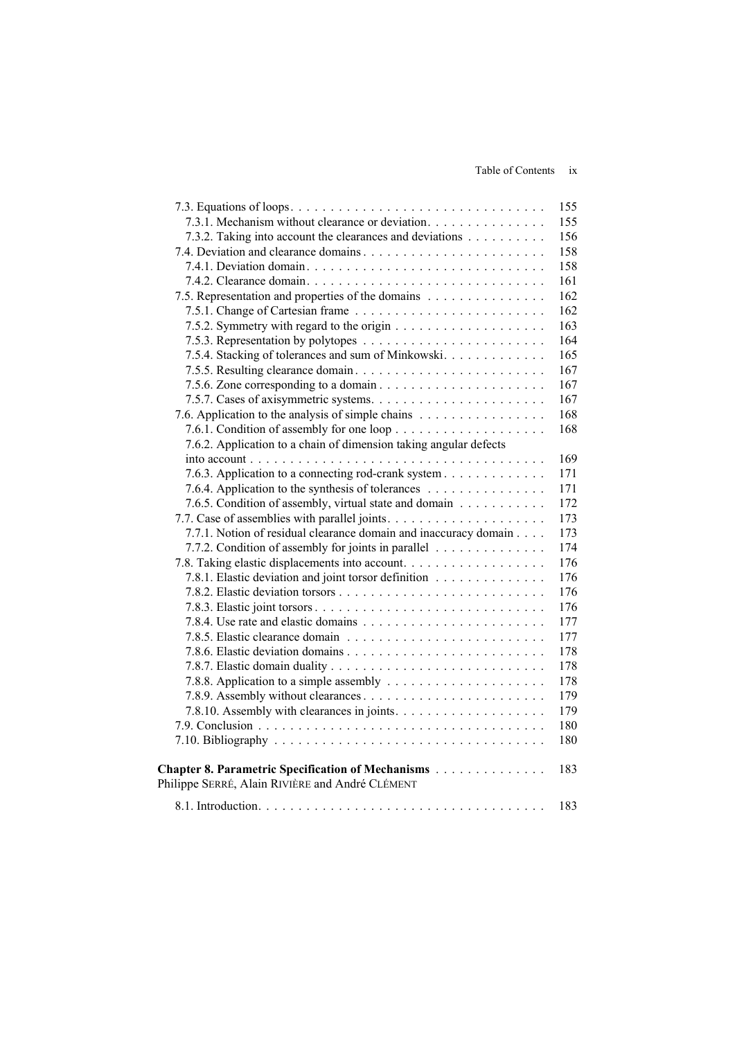7.3. Equations of loops . . . . . . . . . . . . . . . . . . . . . . . . . . . . . . . 155
7.3.1. Mechanism without clearance or deviation . . . . . . . . . . . . . . . 155
7.3.2. Taking into account the clearances and deviations . . . . . . . . . . 156
7.4. Deviation and clearance domains . . . . . . . . . . . . . . . . . . . . . . . 158
7.4.1. Deviation domain . . . . . . . . . . . . . . . . . . . . . . . . . . . . . 158
7.4.2. Clearance domain . . . . . . . . . . . . . . . . . . . . . . . . . . . . . 161
7.5. Representation and properties of the domains . . . . . . . . . . . . . . . 162
7.5.1. Change of Cartesian frame . . . . . . . . . . . . . . . . . . . . . . . . 162
7.5.2. Symmetry with regard to the origin . . . . . . . . . . . . . . . . . . . 163
7.5.3. Representation by polytopes . . . . . . . . . . . . . . . . . . . . . . . 164
7.5.4. Stacking of tolerances and sum of Minkowski . . . . . . . . . . . . . 165
7.5.5. Resulting clearance domain . . . . . . . . . . . . . . . . . . . . . . . 167
7.5.6. Zone corresponding to a domain . . . . . . . . . . . . . . . . . . . . . 167
7.5.7. Cases of axisymmetric systems . . . . . . . . . . . . . . . . . . . . . . 167
7.6. Application to the analysis of simple chains . . . . . . . . . . . . . . . . 168
7.6.1. Condition of assembly for one loop . . . . . . . . . . . . . . . . . . . 168
7.6.2. Application to a chain of dimension taking angular defects into account . . . . . . . . . . . . . . . . . . . . . . . . . . . . . . . . . . . . . 169
7.6.3. Application to a connecting rod-crank system . . . . . . . . . . . . . 171
7.6.4. Application to the synthesis of tolerances . . . . . . . . . . . . . . . 171
7.6.5. Condition of assembly, virtual state and domain . . . . . . . . . . . 172
7.7. Case of assemblies with parallel joints . . . . . . . . . . . . . . . . . . . 173
7.7.1. Notion of residual clearance domain and inaccuracy domain . . . . 173
7.7.2. Condition of assembly for joints in parallel . . . . . . . . . . . . . . 174
7.8. Taking elastic displacements into account . . . . . . . . . . . . . . . . . 176
7.8.1. Elastic deviation and joint torsor definition . . . . . . . . . . . . . . 176
7.8.2. Elastic deviation torsors . . . . . . . . . . . . . . . . . . . . . . . . . . 176
7.8.3. Elastic joint torsors . . . . . . . . . . . . . . . . . . . . . . . . . . . . . 176
7.8.4. Use rate and elastic domains . . . . . . . . . . . . . . . . . . . . . . . 177
7.8.5. Elastic clearance domain . . . . . . . . . . . . . . . . . . . . . . . . . 177
7.8.6. Elastic deviation domains . . . . . . . . . . . . . . . . . . . . . . . . . 178
7.8.7. Elastic domain duality . . . . . . . . . . . . . . . . . . . . . . . . . . . 178
7.8.8. Application to a simple assembly . . . . . . . . . . . . . . . . . . . . 178
7.8.9. Assembly without clearances . . . . . . . . . . . . . . . . . . . . . . . 179
7.8.10. Assembly with clearances in joints . . . . . . . . . . . . . . . . . . . 179
7.9. Conclusion . . . . . . . . . . . . . . . . . . . . . . . . . . . . . . . . . . . 180
7.10. Bibliography . . . . . . . . . . . . . . . . . . . . . . . . . . . . . . . . . 180

**Chapter 8. Parametric Specification of Mechanisms** . . . . . . . . . . . . . 183
Philippe SERRÉ, Alain RIVIÈRE and André CLÉMENT

8.1. Introduction . . . . . . . . . . . . . . . . . . . . . . . . . . . . . . . . . . 183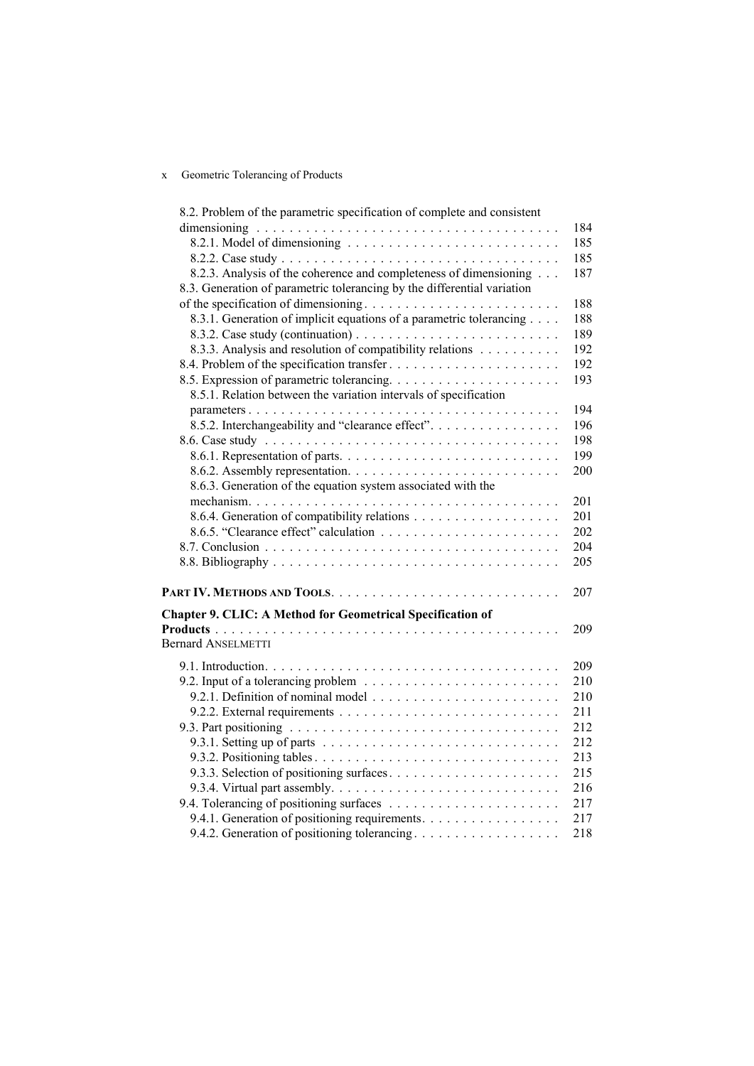8.2. Problem of the parametric specification of complete and consistent dimensioning . . . . . . . . . . . . . . . . . . . . . . . . . . . . . . . . . . . . . 184
  8.2.1. Model of dimensioning . . . . . . . . . . . . . . . . . . . . . . . . . . 185
  8.2.2. Case study . . . . . . . . . . . . . . . . . . . . . . . . . . . . . . . . . . 185
  8.2.3. Analysis of the coherence and completeness of dimensioning . . . 187
8.3. Generation of parametric tolerancing by the differential variation of the specification of dimensioning . . . . . . . . . . . . . . . . . . . . . . . . 188
  8.3.1. Generation of implicit equations of a parametric tolerancing . . . . 188
  8.3.2. Case study (continuation) . . . . . . . . . . . . . . . . . . . . . . . . . 189
  8.3.3. Analysis and resolution of compatibility relations . . . . . . . . . . 192
8.4. Problem of the specification transfer . . . . . . . . . . . . . . . . . . . . . 192
8.5. Expression of parametric tolerancing. . . . . . . . . . . . . . . . . . . . . 193
  8.5.1. Relation between the variation intervals of specification parameters . . . . . . . . . . . . . . . . . . . . . . . . . . . . . . . . . . . . . . 194
  8.5.2. Interchangeability and "clearance effect". . . . . . . . . . . . . . . . 196
8.6. Case study . . . . . . . . . . . . . . . . . . . . . . . . . . . . . . . . . . . . 198
  8.6.1. Representation of parts. . . . . . . . . . . . . . . . . . . . . . . . . . . 199
  8.6.2. Assembly representation. . . . . . . . . . . . . . . . . . . . . . . . . . 200
  8.6.3. Generation of the equation system associated with the mechanism. . . . . . . . . . . . . . . . . . . . . . . . . . . . . . . . . . . . . . 201
  8.6.4. Generation of compatibility relations . . . . . . . . . . . . . . . . . . 201
  8.6.5. "Clearance effect" calculation . . . . . . . . . . . . . . . . . . . . . . 202
8.7. Conclusion . . . . . . . . . . . . . . . . . . . . . . . . . . . . . . . . . . . . 204
8.8. Bibliography . . . . . . . . . . . . . . . . . . . . . . . . . . . . . . . . . . . 205

**PART IV. METHODS AND TOOLS**. . . . . . . . . . . . . . . . . . . . . . . . . . . 207

**Chapter 9. CLIC: A Method for Geometrical Specification of Products** . . . . . . . . . . . . . . . . . . . . . . . . . . . . . . . . . . . . . . . . . . . 209
Bernard ANSELMETTI

9.1. Introduction. . . . . . . . . . . . . . . . . . . . . . . . . . . . . . . . . . . . 209
9.2. Input of a tolerancing problem . . . . . . . . . . . . . . . . . . . . . . . . 210
  9.2.1. Definition of nominal model . . . . . . . . . . . . . . . . . . . . . . . 210
  9.2.2. External requirements . . . . . . . . . . . . . . . . . . . . . . . . . . . 211
9.3. Part positioning . . . . . . . . . . . . . . . . . . . . . . . . . . . . . . . . . 212
  9.3.1. Setting up of parts . . . . . . . . . . . . . . . . . . . . . . . . . . . . . 212
  9.3.2. Positioning tables . . . . . . . . . . . . . . . . . . . . . . . . . . . . . . 213
  9.3.3. Selection of positioning surfaces . . . . . . . . . . . . . . . . . . . . . 215
  9.3.4. Virtual part assembly. . . . . . . . . . . . . . . . . . . . . . . . . . . . 216
9.4. Tolerancing of positioning surfaces . . . . . . . . . . . . . . . . . . . . . 217
  9.4.1. Generation of positioning requirements. . . . . . . . . . . . . . . . . 217
  9.4.2. Generation of positioning tolerancing . . . . . . . . . . . . . . . . . . 218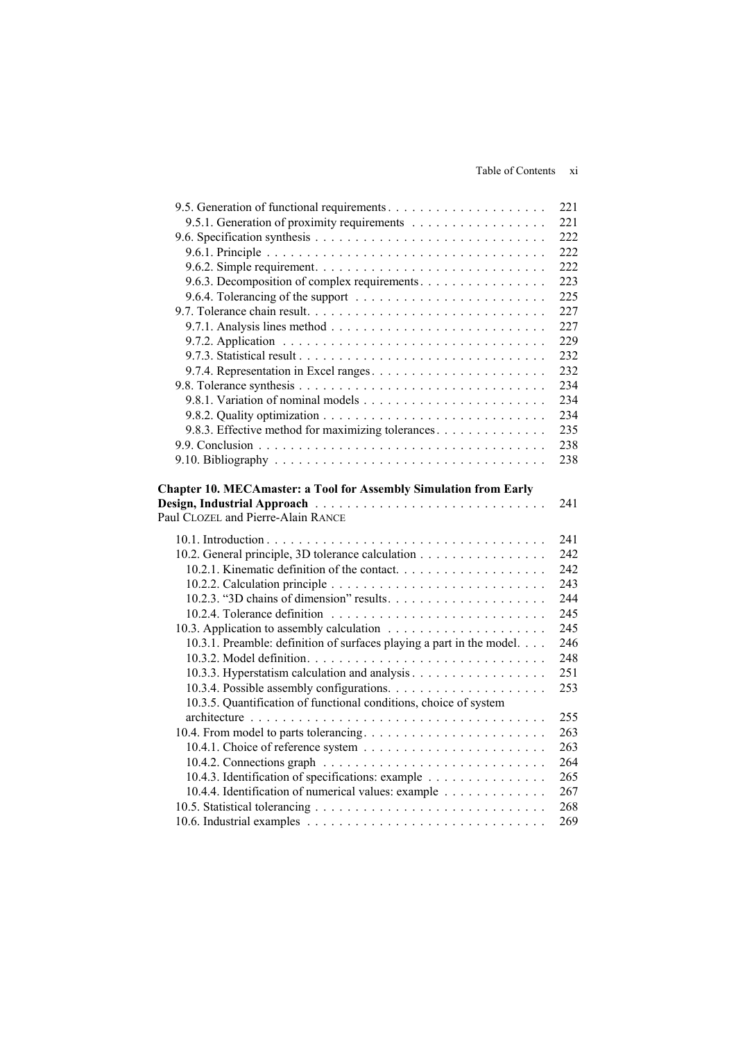9.5. Generation of functional requirements . . . . . . . . . . . . . . . . . . . . 221
9.5.1. Generation of proximity requirements . . . . . . . . . . . . . . . . . 221
9.6. Specification synthesis . . . . . . . . . . . . . . . . . . . . . . . . . . . . . 222
9.6.1. Principle . . . . . . . . . . . . . . . . . . . . . . . . . . . . . . . . . . . . 222
9.6.2. Simple requirement. . . . . . . . . . . . . . . . . . . . . . . . . . . . . 222
9.6.3. Decomposition of complex requirements. . . . . . . . . . . . . . . . 223
9.6.4. Tolerancing of the support . . . . . . . . . . . . . . . . . . . . . . . . 225
9.7. Tolerance chain result. . . . . . . . . . . . . . . . . . . . . . . . . . . . . . 227
9.7.1. Analysis lines method . . . . . . . . . . . . . . . . . . . . . . . . . . . 227
9.7.2. Application . . . . . . . . . . . . . . . . . . . . . . . . . . . . . . . . . . 229
9.7.3. Statistical result . . . . . . . . . . . . . . . . . . . . . . . . . . . . . . . 232
9.7.4. Representation in Excel ranges. . . . . . . . . . . . . . . . . . . . . . 232
9.8. Tolerance synthesis . . . . . . . . . . . . . . . . . . . . . . . . . . . . . . . 234
9.8.1. Variation of nominal models . . . . . . . . . . . . . . . . . . . . . . . 234
9.8.2. Quality optimization . . . . . . . . . . . . . . . . . . . . . . . . . . . . 234
9.8.3. Effective method for maximizing tolerances. . . . . . . . . . . . . . 235
9.9. Conclusion . . . . . . . . . . . . . . . . . . . . . . . . . . . . . . . . . . . . 238
9.10. Bibliography . . . . . . . . . . . . . . . . . . . . . . . . . . . . . . . . . . 238

**Chapter 10. MECAmaster: a Tool for Assembly Simulation from Early Design, Industrial Approach** . . . . . . . . . . . . . . . . . . . . . . . . . . . . . 241
Paul CLOZEL and Pierre-Alain RANCE

10.1. Introduction . . . . . . . . . . . . . . . . . . . . . . . . . . . . . . . . . . . 241
10.2. General principle, 3D tolerance calculation . . . . . . . . . . . . . . . . 242
10.2.1. Kinematic definition of the contact. . . . . . . . . . . . . . . . . . . 242
10.2.2. Calculation principle . . . . . . . . . . . . . . . . . . . . . . . . . . . 243
10.2.3. "3D chains of dimension" results. . . . . . . . . . . . . . . . . . . . 244
10.2.4. Tolerance definition . . . . . . . . . . . . . . . . . . . . . . . . . . . 245
10.3. Application to assembly calculation . . . . . . . . . . . . . . . . . . . . 245
10.3.1. Preamble: definition of surfaces playing a part in the model. . . . 246
10.3.2. Model definition. . . . . . . . . . . . . . . . . . . . . . . . . . . . . . 248
10.3.3. Hyperstatism calculation and analysis . . . . . . . . . . . . . . . . . 251
10.3.4. Possible assembly configurations. . . . . . . . . . . . . . . . . . . . 253
10.3.5. Quantification of functional conditions, choice of system architecture . . . . . . . . . . . . . . . . . . . . . . . . . . . . . . . . . . . . . 255
10.4. From model to parts tolerancing. . . . . . . . . . . . . . . . . . . . . . . 263
10.4.1. Choice of reference system . . . . . . . . . . . . . . . . . . . . . . . 263
10.4.2. Connections graph . . . . . . . . . . . . . . . . . . . . . . . . . . . . 264
10.4.3. Identification of specifications: example . . . . . . . . . . . . . . . 265
10.4.4. Identification of numerical values: example . . . . . . . . . . . . . 267
10.5. Statistical tolerancing . . . . . . . . . . . . . . . . . . . . . . . . . . . . . 268
10.6. Industrial examples . . . . . . . . . . . . . . . . . . . . . . . . . . . . . . 269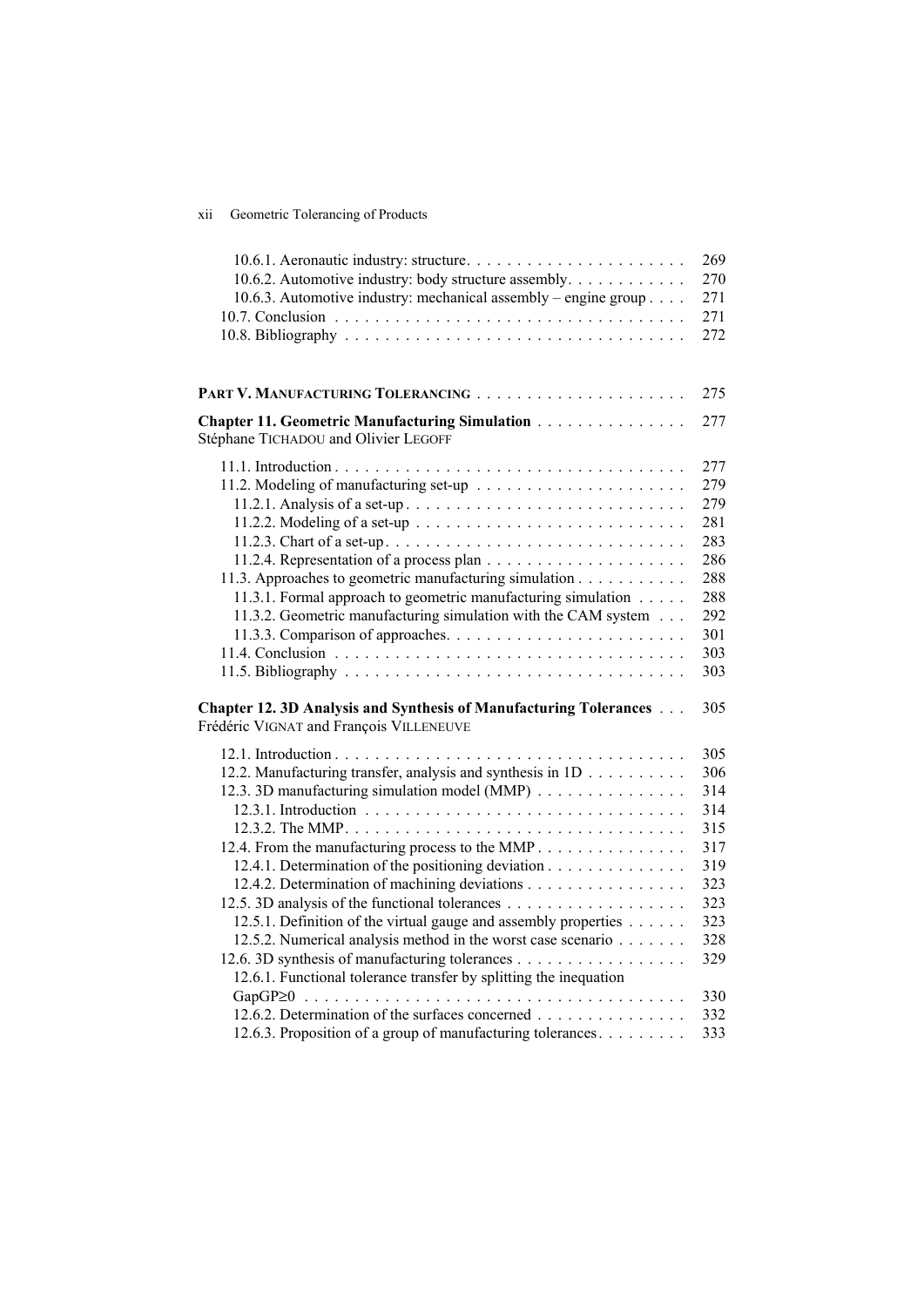10.6.1. Aeronautic industry: structure. . . . . . . . . . . . . . . . . . . . . . 269
10.6.2. Automotive industry: body structure assembly. . . . . . . . . . . . 270
10.6.3. Automotive industry: mechanical assembly – engine group . . . . 271
10.7. Conclusion . . . . . . . . . . . . . . . . . . . . . . . . . . . . . . . . . . 271
10.8. Bibliography . . . . . . . . . . . . . . . . . . . . . . . . . . . . . . . . . 272

**PART V. MANUFACTURING TOLERANCING** . . . . . . . . . . . . . . . . . . . . . 275

**Chapter 11. Geometric Manufacturing Simulation** . . . . . . . . . . . . . . . 277
Stéphane TICHADOU and Olivier LEGOFF

11.1. Introduction . . . . . . . . . . . . . . . . . . . . . . . . . . . . . . . . . . 277
11.2. Modeling of manufacturing set-up . . . . . . . . . . . . . . . . . . . . . 279
11.2.1. Analysis of a set-up . . . . . . . . . . . . . . . . . . . . . . . . . . . 279
11.2.2. Modeling of a set-up . . . . . . . . . . . . . . . . . . . . . . . . . . . 281
11.2.3. Chart of a set-up . . . . . . . . . . . . . . . . . . . . . . . . . . . . . 283
11.2.4. Representation of a process plan . . . . . . . . . . . . . . . . . . . . 286
11.3. Approaches to geometric manufacturing simulation . . . . . . . . . . . 288
11.3.1. Formal approach to geometric manufacturing simulation . . . . . 288
11.3.2. Geometric manufacturing simulation with the CAM system . . . 292
11.3.3. Comparison of approaches. . . . . . . . . . . . . . . . . . . . . . . . 301
11.4. Conclusion . . . . . . . . . . . . . . . . . . . . . . . . . . . . . . . . . . 303
11.5. Bibliography . . . . . . . . . . . . . . . . . . . . . . . . . . . . . . . . . 303

**Chapter 12. 3D Analysis and Synthesis of Manufacturing Tolerances** . . . 305
Frédéric VIGNAT and François VILLENEUVE

12.1. Introduction . . . . . . . . . . . . . . . . . . . . . . . . . . . . . . . . . . 305
12.2. Manufacturing transfer, analysis and synthesis in 1D . . . . . . . . . . 306
12.3. 3D manufacturing simulation model (MMP) . . . . . . . . . . . . . . . 314
12.3.1. Introduction . . . . . . . . . . . . . . . . . . . . . . . . . . . . . . . . 314
12.3.2. The MMP. . . . . . . . . . . . . . . . . . . . . . . . . . . . . . . . . . 315
12.4. From the manufacturing process to the MMP . . . . . . . . . . . . . . . 317
12.4.1. Determination of the positioning deviation . . . . . . . . . . . . . . 319
12.4.2. Determination of machining deviations . . . . . . . . . . . . . . . . 323
12.5. 3D analysis of the functional tolerances . . . . . . . . . . . . . . . . . . 323
12.5.1. Definition of the virtual gauge and assembly properties . . . . . . 323
12.5.2. Numerical analysis method in the worst case scenario . . . . . . . 328
12.6. 3D synthesis of manufacturing tolerances . . . . . . . . . . . . . . . . . 329
12.6.1. Functional tolerance transfer by splitting the inequation GapGP≥0 . . . . . . . . . . . . . . . . . . . . . . . . . . . . . . . . . . . . . 330
12.6.2. Determination of the surfaces concerned . . . . . . . . . . . . . . . 332
12.6.3. Proposition of a group of manufacturing tolerances. . . . . . . . . 333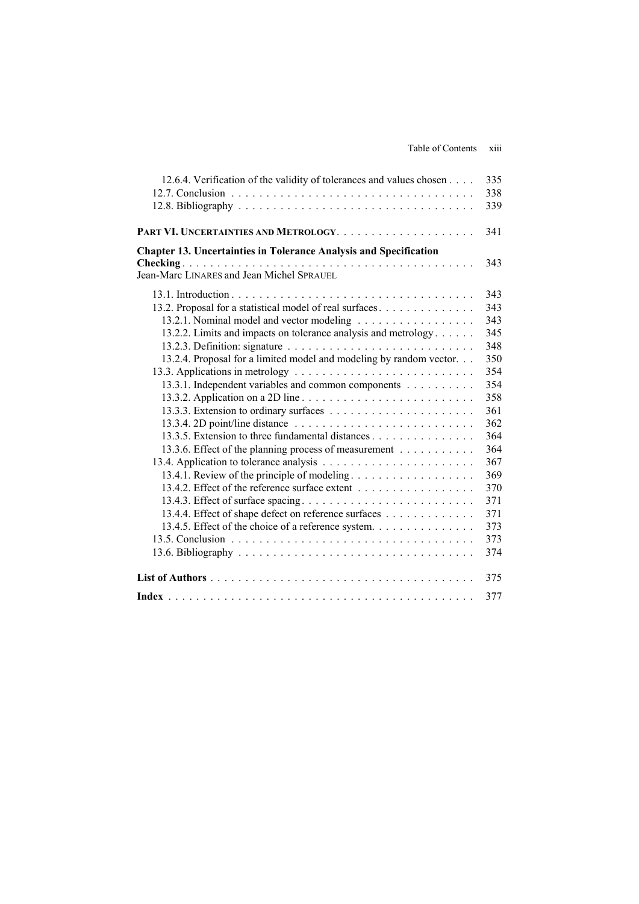12.6.4. Verification of the validity of tolerances and values chosen . . . . 335
12.7. Conclusion . . . . . . . . . . . . . . . . . . . . . . . . . . . . . . . . . . . 338
12.8. Bibliography . . . . . . . . . . . . . . . . . . . . . . . . . . . . . . . . . . 339

**PART VI. UNCERTAINTIES AND METROLOGY** . . . . . . . . . . . . . . . . . . . . 341

**Chapter 13. Uncertainties in Tolerance Analysis and Specification Checking** . . . . . . . . . . . . . . . . . . . . . . . . . . . . . . . . . . . . . . . . . 343
Jean-Marc LINARES and Jean Michel SPRAUEL

13.1. Introduction . . . . . . . . . . . . . . . . . . . . . . . . . . . . . . . . . . 343
13.2. Proposal for a statistical model of real surfaces . . . . . . . . . . . . . . 343
13.2.1. Nominal model and vector modeling . . . . . . . . . . . . . . . . . 343
13.2.2. Limits and impacts on tolerance analysis and metrology . . . . . . 345
13.2.3. Definition: signature . . . . . . . . . . . . . . . . . . . . . . . . . . 348
13.2.4. Proposal for a limited model and modeling by random vector. . . 350
13.3. Applications in metrology . . . . . . . . . . . . . . . . . . . . . . . . . 354
13.3.1. Independent variables and common components . . . . . . . . . . 354
13.3.2. Application on a 2D line . . . . . . . . . . . . . . . . . . . . . . . . 358
13.3.3. Extension to ordinary surfaces . . . . . . . . . . . . . . . . . . . . . 361
13.3.4. 2D point/line distance . . . . . . . . . . . . . . . . . . . . . . . . . 362
13.3.5. Extension to three fundamental distances . . . . . . . . . . . . . . . 364
13.3.6. Effect of the planning process of measurement . . . . . . . . . . . 364
13.4. Application to tolerance analysis . . . . . . . . . . . . . . . . . . . . . . 367
13.4.1. Review of the principle of modeling . . . . . . . . . . . . . . . . . . 369
13.4.2. Effect of the reference surface extent . . . . . . . . . . . . . . . . . 370
13.4.3. Effect of surface spacing . . . . . . . . . . . . . . . . . . . . . . . . 371
13.4.4. Effect of shape defect on reference surfaces . . . . . . . . . . . . . 371
13.4.5. Effect of the choice of a reference system. . . . . . . . . . . . . . . 373
13.5. Conclusion . . . . . . . . . . . . . . . . . . . . . . . . . . . . . . . . . . . 373
13.6. Bibliography . . . . . . . . . . . . . . . . . . . . . . . . . . . . . . . . . . 374

**List of Authors** . . . . . . . . . . . . . . . . . . . . . . . . . . . . . . . . . . . . 375

**Index** . . . . . . . . . . . . . . . . . . . . . . . . . . . . . . . . . . . . . . . . . 377